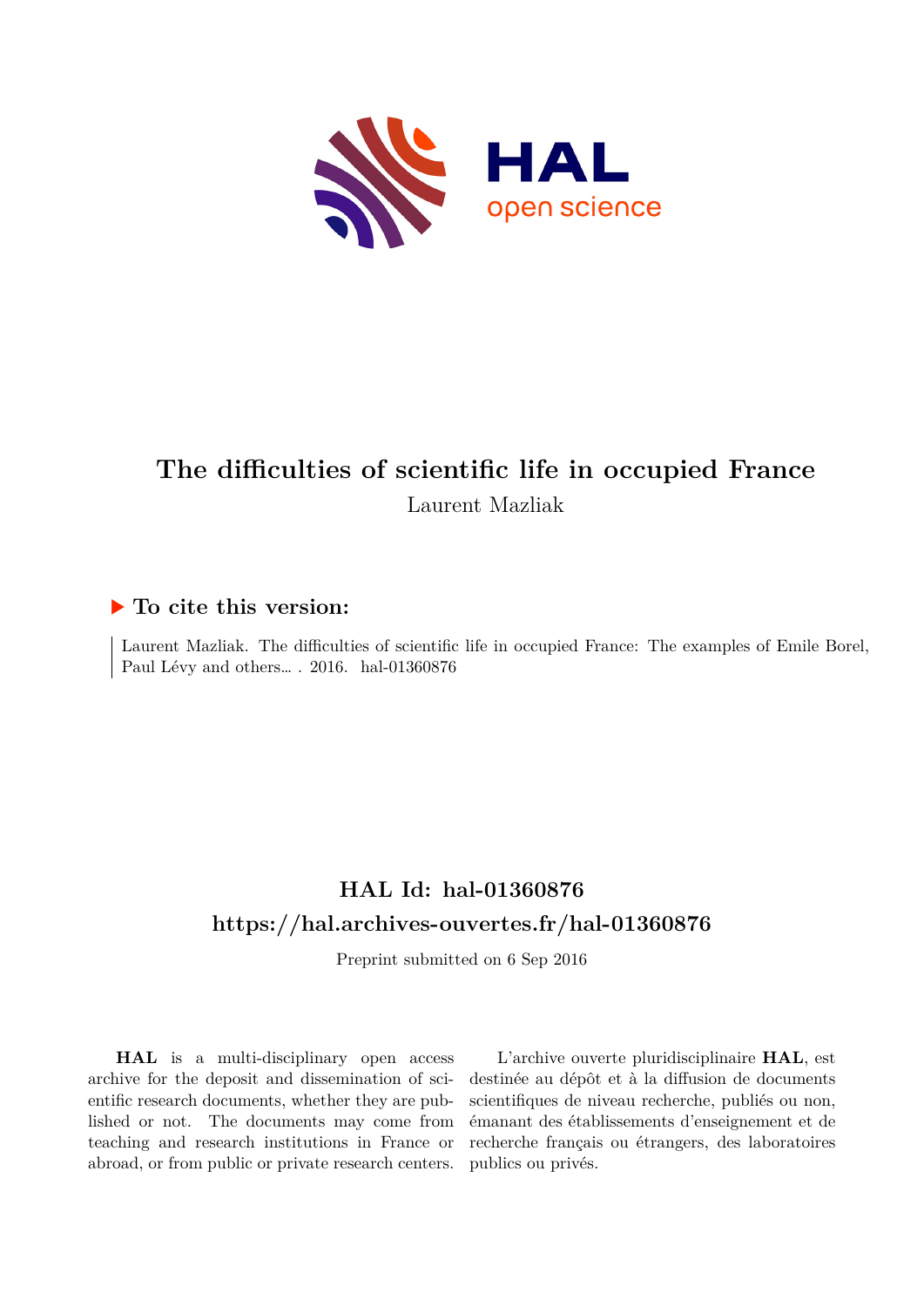# The difficulties of scientific life in occupied France

Laurent Mazliak

## ▶ To cite this version:

Laurent Mazliak. The difficulties of scientific life in occupied France: The examples of Emile Borel, Paul Lévy and others… . 2016. hal-01360876

## HAL Id: hal-01360876

## https://hal.archives-ouvertes.fr/hal-01360876

Preprint submitted on 6 Sep 2016

**HAL** is a multi-disciplinary open access archive for the deposit and dissemination of scientific research documents, whether they are published or not. The documents may come from teaching and research institutions in France or abroad, or from public or private research centers.

L'archive ouverte pluridisciplinaire **HAL**, est destinée au dépôt et à la diffusion de documents scientifiques de niveau recherche, publiés ou non, émanant des établissements d'enseignement et de recherche français ou étrangers, des laboratoires publics ou privés.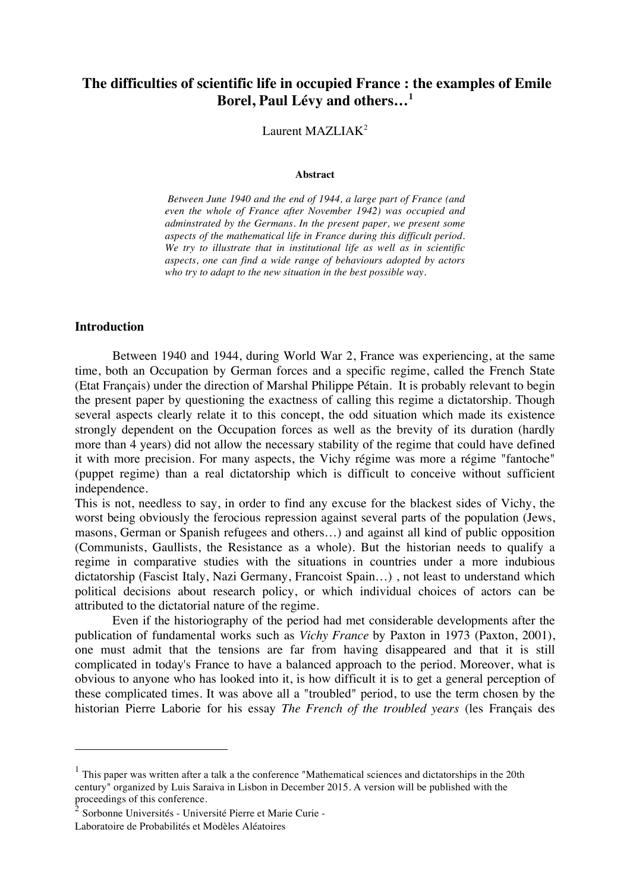# The difficulties of scientific life in occupied France : the examples of Emile Borel, Paul Lévy and others…[1]

Laurent MAZLIAK[2]

**Abstract**

*Between June 1940 and the end of 1944, a large part of France (and even the whole of France after November 1942) was occupied and adminstrated by the Germans. In the present paper, we present some aspects of the mathematical life in France during this difficult period. We try to illustrate that in institutional life as well as in scientific aspects, one can find a wide range of behaviours adopted by actors who try to adapt to the new situation in the best possible way.*

## Introduction

Between 1940 and 1944, during World War 2, France was experiencing, at the same time, both an Occupation by German forces and a specific regime, called the French State (Etat Français) under the direction of Marshal Philippe Pétain. It is probably relevant to begin the present paper by questioning the exactness of calling this regime a dictatorship. Though several aspects clearly relate it to this concept, the odd situation which made its existence strongly dependent on the Occupation forces as well as the brevity of its duration (hardly more than 4 years) did not allow the necessary stability of the regime that could have defined it with more precision. For many aspects, the Vichy régime was more a régime "fantoche" (puppet regime) than a real dictatorship which is difficult to conceive without sufficient independence.

This is not, needless to say, in order to find any excuse for the blackest sides of Vichy, the worst being obviously the ferocious repression against several parts of the population (Jews, masons, German or Spanish refugees and others…) and against all kind of public opposition (Communists, Gaullists, the Resistance as a whole). But the historian needs to qualify a regime in comparative studies with the situations in countries under a more indubious dictatorship (Fascist Italy, Nazi Germany, Francoist Spain…) , not least to understand which political decisions about research policy, or which individual choices of actors can be attributed to the dictatorial nature of the regime.

Even if the historiography of the period had met considerable developments after the publication of fundamental works such as *Vichy France* by Paxton in 1973 (Paxton, 2001), one must admit that the tensions are far from having disappeared and that it is still complicated in today's France to have a balanced approach to the period. Moreover, what is obvious to anyone who has looked into it, is how difficult it is to get a general perception of these complicated times. It was above all a "troubled" period, to use the term chosen by the historian Pierre Laborie for his essay *The French of the troubled years* (les Français des

---

[1] This paper was written after a talk a the conference "Mathematical sciences and dictatorships in the 20th century" organized by Luis Saraiva in Lisbon in December 2015. A version will be published with the proceedings of this conference.

[2] Sorbonne Universités - Université Pierre et Marie Curie - Laboratoire de Probabilités et Modèles Aléatoires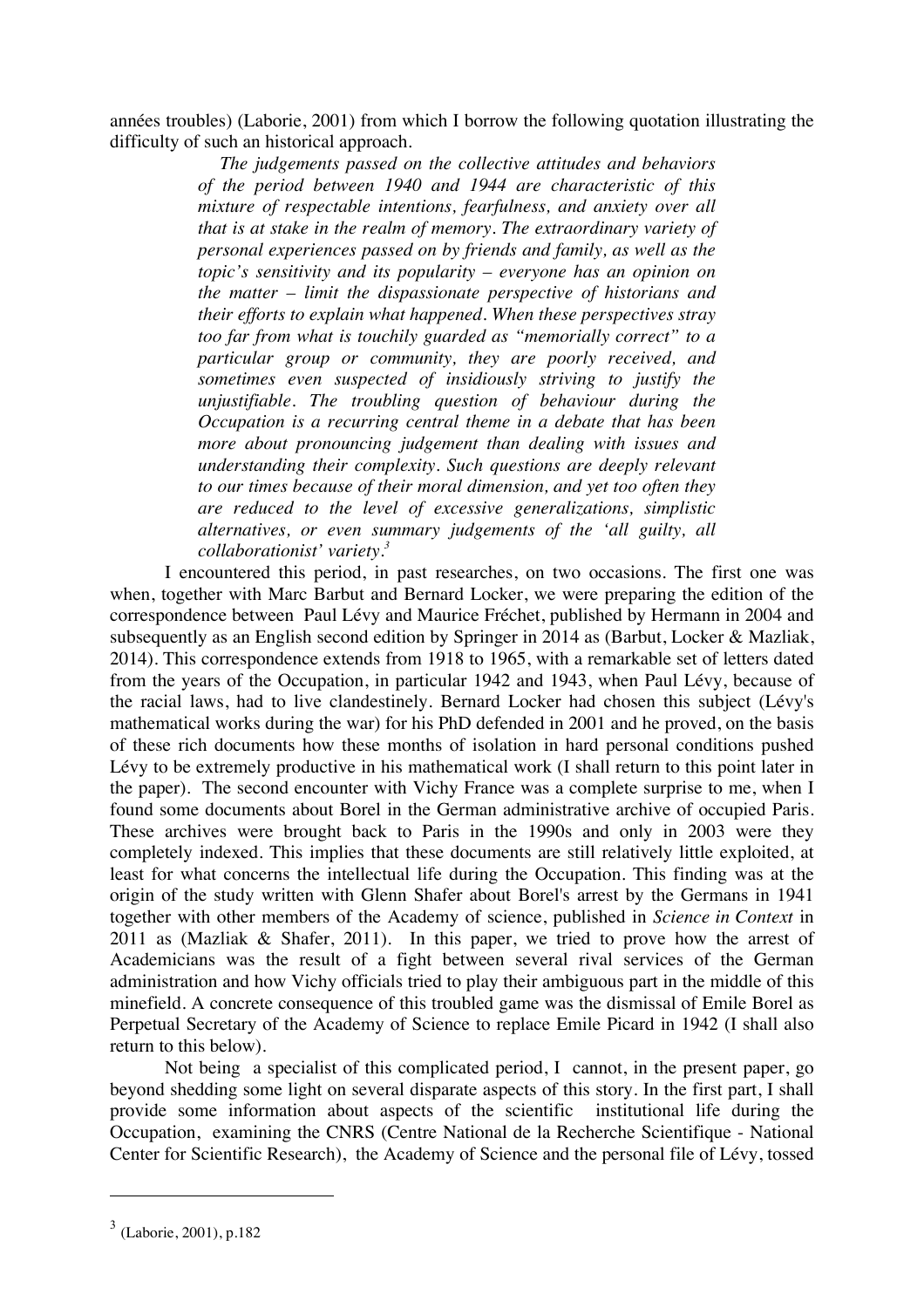années troubles) (Laborie, 2001) from which I borrow the following quotation illustrating the difficulty of such an historical approach.

> *The judgements passed on the collective attitudes and behaviors of the period between 1940 and 1944 are characteristic of this mixture of respectable intentions, fearfulness, and anxiety over all that is at stake in the realm of memory. The extraordinary variety of personal experiences passed on by friends and family, as well as the topic's sensitivity and its popularity – everyone has an opinion on the matter – limit the dispassionate perspective of historians and their efforts to explain what happened. When these perspectives stray too far from what is touchily guarded as "memorially correct" to a particular group or community, they are poorly received, and sometimes even suspected of insidiously striving to justify the unjustifiable. The troubling question of behaviour during the Occupation is a recurring central theme in a debate that has been more about pronouncing judgement than dealing with issues and understanding their complexity. Such questions are deeply relevant to our times because of their moral dimension, and yet too often they are reduced to the level of excessive generalizations, simplistic alternatives, or even summary judgements of the 'all guilty, all collaborationist' variety.*[3]

I encountered this period, in past researches, on two occasions. The first one was when, together with Marc Barbut and Bernard Locker, we were preparing the edition of the correspondence between Paul Lévy and Maurice Fréchet, published by Hermann in 2004 and subsequently as an English second edition by Springer in 2014 as (Barbut, Locker & Mazliak, 2014). This correspondence extends from 1918 to 1965, with a remarkable set of letters dated from the years of the Occupation, in particular 1942 and 1943, when Paul Lévy, because of the racial laws, had to live clandestinely. Bernard Locker had chosen this subject (Lévy's mathematical works during the war) for his PhD defended in 2001 and he proved, on the basis of these rich documents how these months of isolation in hard personal conditions pushed Lévy to be extremely productive in his mathematical work (I shall return to this point later in the paper). The second encounter with Vichy France was a complete surprise to me, when I found some documents about Borel in the German administrative archive of occupied Paris. These archives were brought back to Paris in the 1990s and only in 2003 were they completely indexed. This implies that these documents are still relatively little exploited, at least for what concerns the intellectual life during the Occupation. This finding was at the origin of the study written with Glenn Shafer about Borel's arrest by the Germans in 1941 together with other members of the Academy of science, published in *Science in Context* in 2011 as (Mazliak & Shafer, 2011). In this paper, we tried to prove how the arrest of Academicians was the result of a fight between several rival services of the German administration and how Vichy officials tried to play their ambiguous part in the middle of this minefield. A concrete consequence of this troubled game was the dismissal of Emile Borel as Perpetual Secretary of the Academy of Science to replace Emile Picard in 1942 (I shall also return to this below).

Not being a specialist of this complicated period, I cannot, in the present paper, go beyond shedding some light on several disparate aspects of this story. In the first part, I shall provide some information about aspects of the scientific institutional life during the Occupation, examining the CNRS (Centre National de la Recherche Scientifique - National Center for Scientific Research), the Academy of Science and the personal file of Lévy, tossed

---

[3] (Laborie, 2001), p.182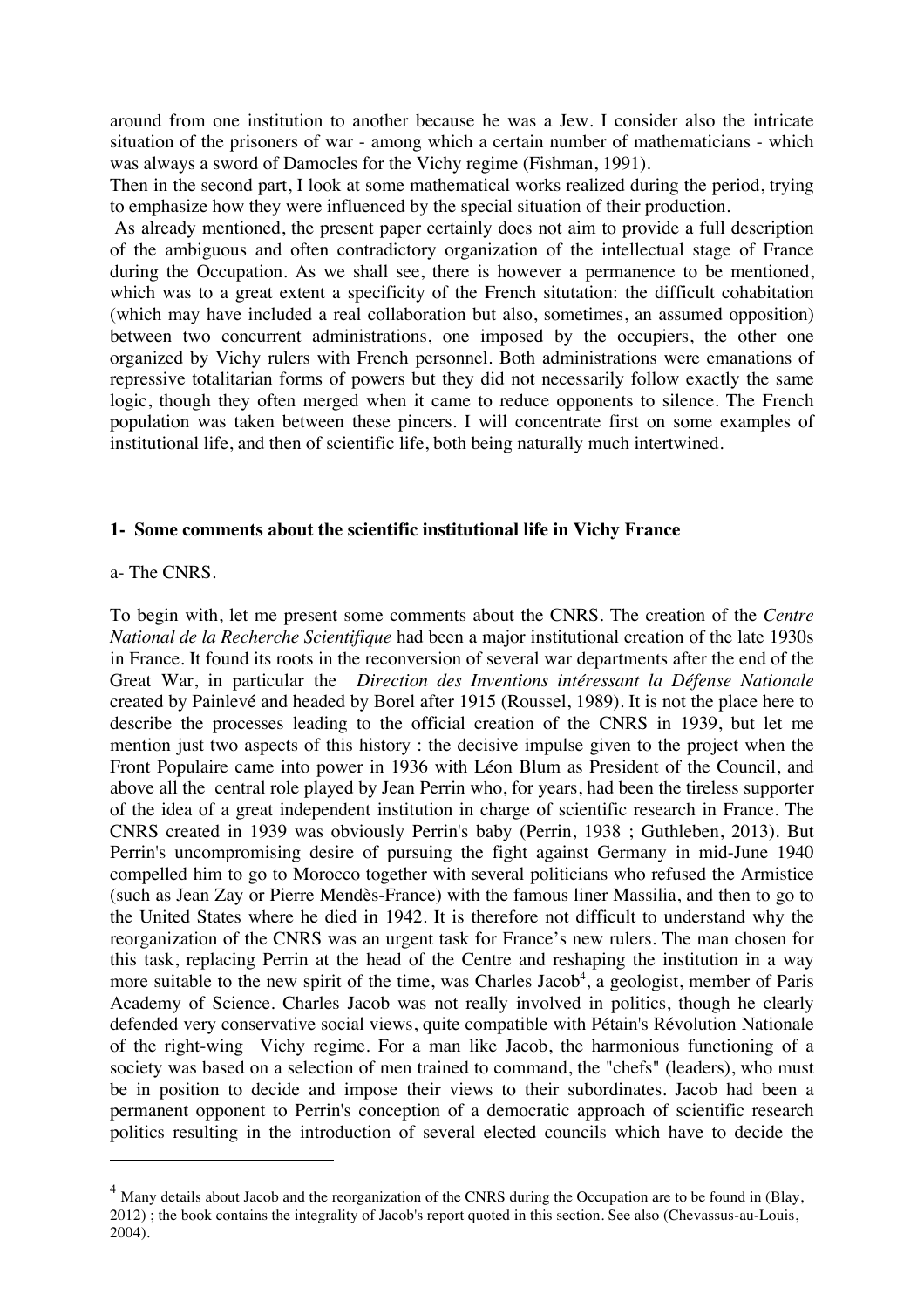around from one institution to another because he was a Jew. I consider also the intricate situation of the prisoners of war - among which a certain number of mathematicians - which was always a sword of Damocles for the Vichy regime (Fishman, 1991).

Then in the second part, I look at some mathematical works realized during the period, trying to emphasize how they were influenced by the special situation of their production.

As already mentioned, the present paper certainly does not aim to provide a full description of the ambiguous and often contradictory organization of the intellectual stage of France during the Occupation. As we shall see, there is however a permanence to be mentioned, which was to a great extent a specificity of the French situtation: the difficult cohabitation (which may have included a real collaboration but also, sometimes, an assumed opposition) between two concurrent administrations, one imposed by the occupiers, the other one organized by Vichy rulers with French personnel. Both administrations were emanations of repressive totalitarian forms of powers but they did not necessarily follow exactly the same logic, though they often merged when it came to reduce opponents to silence. The French population was taken between these pincers. I will concentrate first on some examples of institutional life, and then of scientific life, both being naturally much intertwined.

## 1- Some comments about the scientific institutional life in Vichy France

### a- The CNRS.

To begin with, let me present some comments about the CNRS. The creation of the *Centre National de la Recherche Scientifique* had been a major institutional creation of the late 1930s in France. It found its roots in the reconversion of several war departments after the end of the Great War, in particular the *Direction des Inventions intéressant la Défense Nationale* created by Painlevé and headed by Borel after 1915 (Roussel, 1989). It is not the place here to describe the processes leading to the official creation of the CNRS in 1939, but let me mention just two aspects of this history : the decisive impulse given to the project when the Front Populaire came into power in 1936 with Léon Blum as President of the Council, and above all the central role played by Jean Perrin who, for years, had been the tireless supporter of the idea of a great independent institution in charge of scientific research in France. The CNRS created in 1939 was obviously Perrin's baby (Perrin, 1938 ; Guthleben, 2013). But Perrin's uncompromising desire of pursuing the fight against Germany in mid-June 1940 compelled him to go to Morocco together with several politicians who refused the Armistice (such as Jean Zay or Pierre Mendès-France) with the famous liner Massilia, and then to go to the United States where he died in 1942. It is therefore not difficult to understand why the reorganization of the CNRS was an urgent task for France's new rulers. The man chosen for this task, replacing Perrin at the head of the Centre and reshaping the institution in a way more suitable to the new spirit of the time, was Charles Jacob[4], a geologist, member of Paris Academy of Science. Charles Jacob was not really involved in politics, though he clearly defended very conservative social views, quite compatible with Pétain's Révolution Nationale of the right-wing Vichy regime. For a man like Jacob, the harmonious functioning of a society was based on a selection of men trained to command, the "chefs" (leaders), who must be in position to decide and impose their views to their subordinates. Jacob had been a permanent opponent to Perrin's conception of a democratic approach of scientific research politics resulting in the introduction of several elected councils which have to decide the

---

[4] Many details about Jacob and the reorganization of the CNRS during the Occupation are to be found in (Blay, 2012) ; the book contains the integrality of Jacob's report quoted in this section. See also (Chevassus-au-Louis, 2004).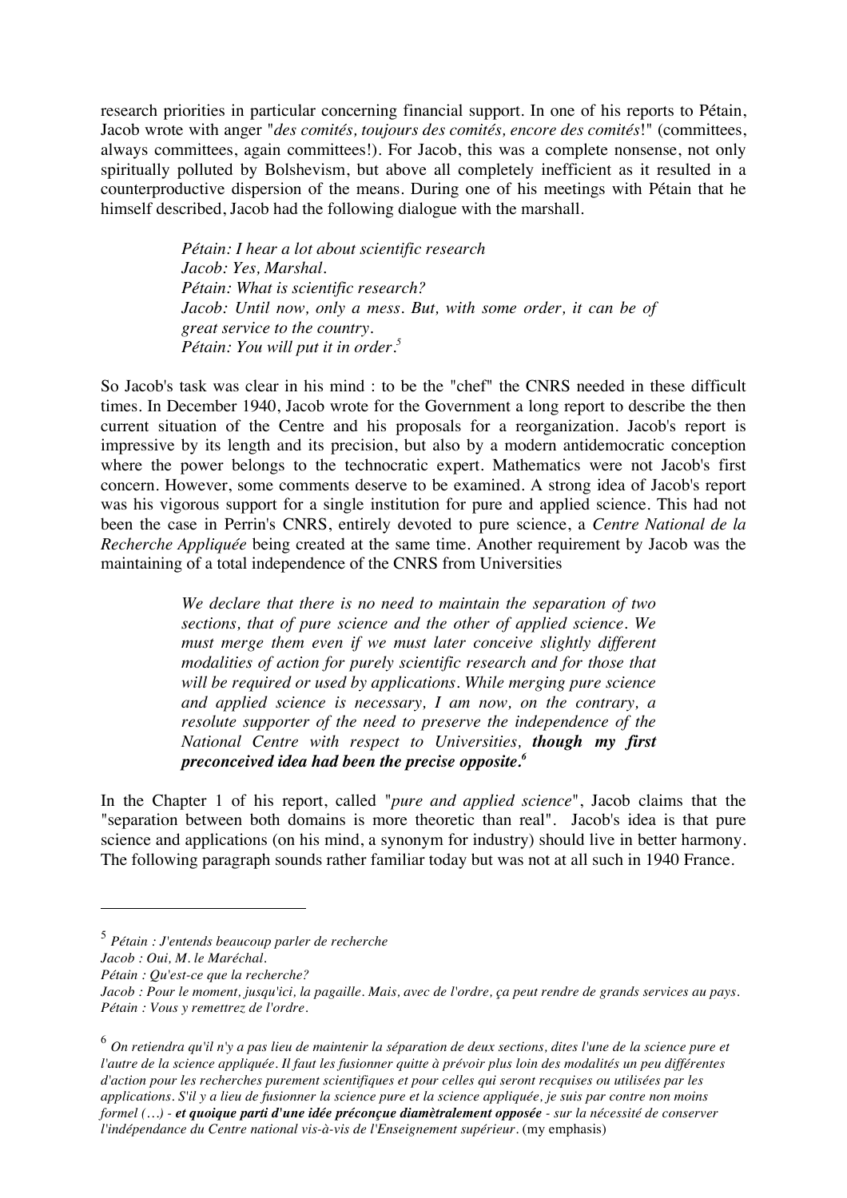research priorities in particular concerning financial support. In one of his reports to Pétain, Jacob wrote with anger "*des comités, toujours des comités, encore des comités*!" (committees, always committees, again committees!). For Jacob, this was a complete nonsense, not only spiritually polluted by Bolshevism, but above all completely inefficient as it resulted in a counterproductive dispersion of the means. During one of his meetings with Pétain that he himself described, Jacob had the following dialogue with the marshall.

> *Pétain: I hear a lot about scientific research*
> *Jacob: Yes, Marshal.*
> *Pétain: What is scientific research?*
> *Jacob: Until now, only a mess. But, with some order, it can be of great service to the country.*
> *Pétain: You will put it in order.*[5]

So Jacob's task was clear in his mind : to be the "chef" the CNRS needed in these difficult times. In December 1940, Jacob wrote for the Government a long report to describe the then current situation of the Centre and his proposals for a reorganization. Jacob's report is impressive by its length and its precision, but also by a modern antidemocratic conception where the power belongs to the technocratic expert. Mathematics were not Jacob's first concern. However, some comments deserve to be examined. A strong idea of Jacob's report was his vigorous support for a single institution for pure and applied science. This had not been the case in Perrin's CNRS, entirely devoted to pure science, a *Centre National de la Recherche Appliquée* being created at the same time. Another requirement by Jacob was the maintaining of a total independence of the CNRS from Universities

> *We declare that there is no need to maintain the separation of two sections, that of pure science and the other of applied science. We must merge them even if we must later conceive slightly different modalities of action for purely scientific research and for those that will be required or used by applications. While merging pure science and applied science is necessary, I am now, on the contrary, a resolute supporter of the need to preserve the independence of the National Centre with respect to Universities,* ***though my first preconceived idea had been the precise opposite.***[6]

In the Chapter 1 of his report, called "*pure and applied science*", Jacob claims that the "separation between both domains is more theoretic than real". Jacob's idea is that pure science and applications (on his mind, a synonym for industry) should live in better harmony. The following paragraph sounds rather familiar today but was not at all such in 1940 France.

---

[5] *Pétain : J'entends beaucoup parler de recherche*
*Jacob : Oui, M. le Maréchal.*
*Pétain : Qu'est-ce que la recherche?*
*Jacob : Pour le moment, jusqu'ici, la pagaille. Mais, avec de l'ordre, ça peut rendre de grands services au pays.*
*Pétain : Vous y remettrez de l'ordre.*

[6] *On retiendra qu'il n'y a pas lieu de maintenir la séparation de deux sections, dites l'une de la science pure et l'autre de la science appliquée. Il faut les fusionner quitte à prévoir plus loin des modalités un peu différentes d'action pour les recherches purement scientifiques et pour celles qui seront recquises ou utilisées par les applications. S'il y a lieu de fusionner la science pure et la science appliquée, je suis par contre non moins formel (…) -* ***et quoique parti d'une idée préconçue diamètralement opposée*** *- sur la nécessité de conserver l'indépendance du Centre national vis-à-vis de l'Enseignement supérieur.* (my emphasis)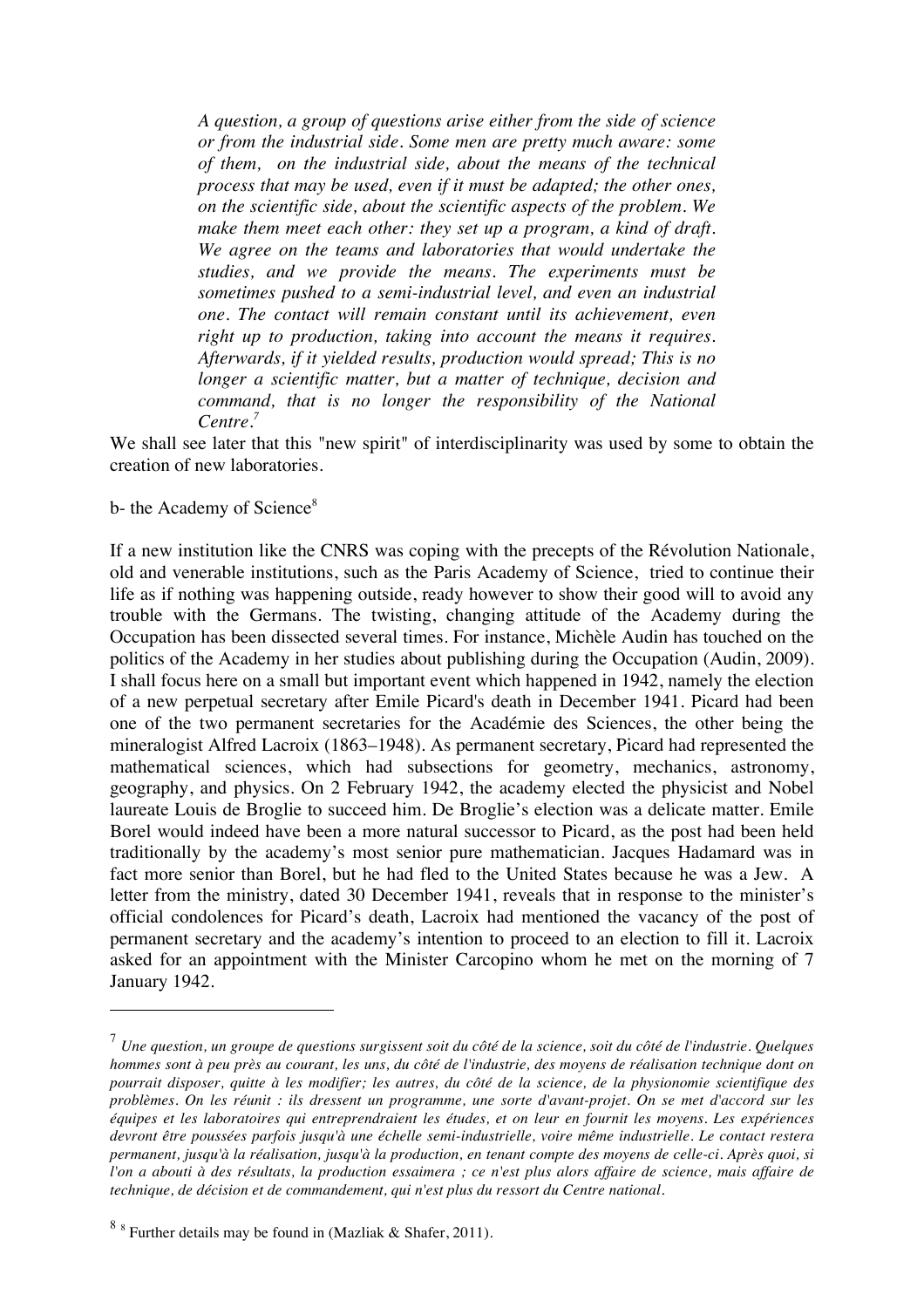> *A question, a group of questions arise either from the side of science or from the industrial side. Some men are pretty much aware: some of them, on the industrial side, about the means of the technical process that may be used, even if it must be adapted; the other ones, on the scientific side, about the scientific aspects of the problem. We make them meet each other: they set up a program, a kind of draft. We agree on the teams and laboratories that would undertake the studies, and we provide the means. The experiments must be sometimes pushed to a semi-industrial level, and even an industrial one. The contact will remain constant until its achievement, even right up to production, taking into account the means it requires. Afterwards, if it yielded results, production would spread; This is no longer a scientific matter, but a matter of technique, decision and command, that is no longer the responsibility of the National Centre.*[7]

We shall see later that this "new spirit" of interdisciplinarity was used by some to obtain the creation of new laboratories.

b- the Academy of Science[8]

If a new institution like the CNRS was coping with the precepts of the Révolution Nationale, old and venerable institutions, such as the Paris Academy of Science, tried to continue their life as if nothing was happening outside, ready however to show their good will to avoid any trouble with the Germans. The twisting, changing attitude of the Academy during the Occupation has been dissected several times. For instance, Michèle Audin has touched on the politics of the Academy in her studies about publishing during the Occupation (Audin, 2009). I shall focus here on a small but important event which happened in 1942, namely the election of a new perpetual secretary after Emile Picard's death in December 1941. Picard had been one of the two permanent secretaries for the Académie des Sciences, the other being the mineralogist Alfred Lacroix (1863–1948). As permanent secretary, Picard had represented the mathematical sciences, which had subsections for geometry, mechanics, astronomy, geography, and physics. On 2 February 1942, the academy elected the physicist and Nobel laureate Louis de Broglie to succeed him. De Broglie's election was a delicate matter. Emile Borel would indeed have been a more natural successor to Picard, as the post had been held traditionally by the academy's most senior pure mathematician. Jacques Hadamard was in fact more senior than Borel, but he had fled to the United States because he was a Jew. A letter from the ministry, dated 30 December 1941, reveals that in response to the minister's official condolences for Picard's death, Lacroix had mentioned the vacancy of the post of permanent secretary and the academy's intention to proceed to an election to fill it. Lacroix asked for an appointment with the Minister Carcopino whom he met on the morning of 7 January 1942.

---

[7] *Une question, un groupe de questions surgissent soit du côté de la science, soit du côté de l'industrie. Quelques hommes sont à peu près au courant, les uns, du côté de l'industrie, des moyens de réalisation technique dont on pourrait disposer, quitte à les modifier; les autres, du côté de la science, de la physionomie scientifique des problèmes. On les réunit : ils dressent un programme, une sorte d'avant-projet. On se met d'accord sur les équipes et les laboratoires qui entreprendraient les études, et on leur en fournit les moyens. Les expériences devront être poussées parfois jusqu'à une échelle semi-industrielle, voire même industrielle. Le contact restera permanent, jusqu'à la réalisation, jusqu'à la production, en tenant compte des moyens de celle-ci. Après quoi, si l'on a abouti à des résultats, la production essaimera ; ce n'est plus alors affaire de science, mais affaire de technique, de décision et de commandement, qui n'est plus du ressort du Centre national.*

[8] [8] Further details may be found in (Mazliak & Shafer, 2011).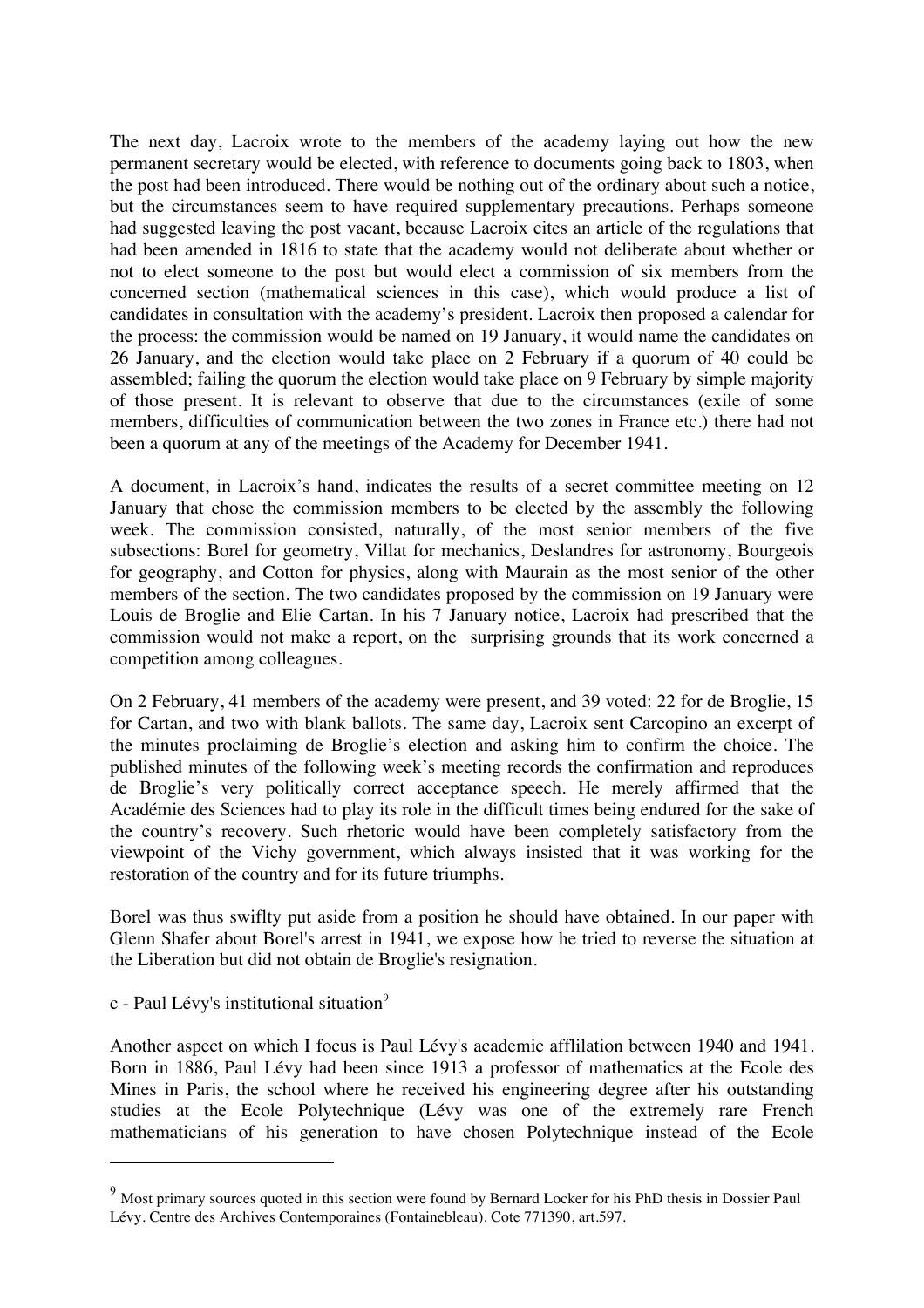The next day, Lacroix wrote to the members of the academy laying out how the new permanent secretary would be elected, with reference to documents going back to 1803, when the post had been introduced. There would be nothing out of the ordinary about such a notice, but the circumstances seem to have required supplementary precautions. Perhaps someone had suggested leaving the post vacant, because Lacroix cites an article of the regulations that had been amended in 1816 to state that the academy would not deliberate about whether or not to elect someone to the post but would elect a commission of six members from the concerned section (mathematical sciences in this case), which would produce a list of candidates in consultation with the academy's president. Lacroix then proposed a calendar for the process: the commission would be named on 19 January, it would name the candidates on 26 January, and the election would take place on 2 February if a quorum of 40 could be assembled; failing the quorum the election would take place on 9 February by simple majority of those present. It is relevant to observe that due to the circumstances (exile of some members, difficulties of communication between the two zones in France etc.) there had not been a quorum at any of the meetings of the Academy for December 1941.

A document, in Lacroix's hand, indicates the results of a secret committee meeting on 12 January that chose the commission members to be elected by the assembly the following week. The commission consisted, naturally, of the most senior members of the five subsections: Borel for geometry, Villat for mechanics, Deslandres for astronomy, Bourgeois for geography, and Cotton for physics, along with Maurain as the most senior of the other members of the section. The two candidates proposed by the commission on 19 January were Louis de Broglie and Elie Cartan. In his 7 January notice, Lacroix had prescribed that the commission would not make a report, on the surprising grounds that its work concerned a competition among colleagues.

On 2 February, 41 members of the academy were present, and 39 voted: 22 for de Broglie, 15 for Cartan, and two with blank ballots. The same day, Lacroix sent Carcopino an excerpt of the minutes proclaiming de Broglie's election and asking him to confirm the choice. The published minutes of the following week's meeting records the confirmation and reproduces de Broglie's very politically correct acceptance speech. He merely affirmed that the Académie des Sciences had to play its role in the difficult times being endured for the sake of the country's recovery. Such rhetoric would have been completely satisfactory from the viewpoint of the Vichy government, which always insisted that it was working for the restoration of the country and for its future triumphs.

Borel was thus swiflty put aside from a position he should have obtained. In our paper with Glenn Shafer about Borel's arrest in 1941, we expose how he tried to reverse the situation at the Liberation but did not obtain de Broglie's resignation.

### c - Paul Lévy's institutional situation[9]

Another aspect on which I focus is Paul Lévy's academic afflilation between 1940 and 1941. Born in 1886, Paul Lévy had been since 1913 a professor of mathematics at the Ecole des Mines in Paris, the school where he received his engineering degree after his outstanding studies at the Ecole Polytechnique (Lévy was one of the extremely rare French mathematicians of his generation to have chosen Polytechnique instead of the Ecole

---

[9] Most primary sources quoted in this section were found by Bernard Locker for his PhD thesis in Dossier Paul Lévy. Centre des Archives Contemporaines (Fontainebleau). Cote 771390, art.597.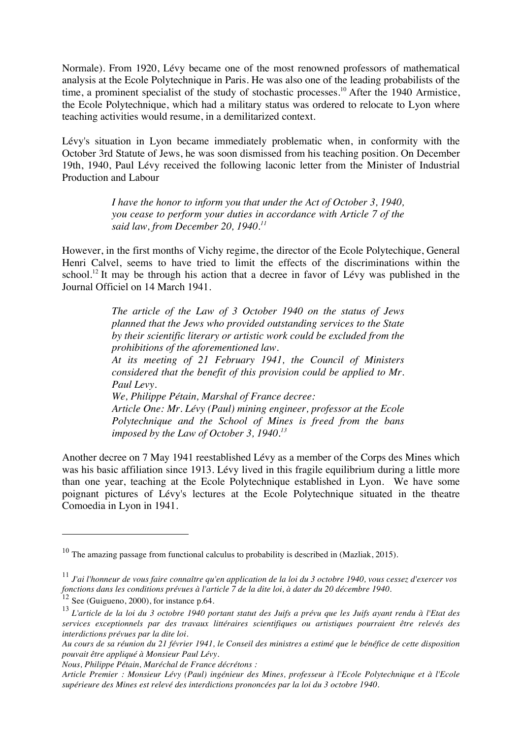Normale). From 1920, Lévy became one of the most renowned professors of mathematical analysis at the Ecole Polytechnique in Paris. He was also one of the leading probabilists of the time, a prominent specialist of the study of stochastic processes.[10] After the 1940 Armistice, the Ecole Polytechnique, which had a military status was ordered to relocate to Lyon where teaching activities would resume, in a demilitarized context.

Lévy's situation in Lyon became immediately problematic when, in conformity with the October 3rd Statute of Jews, he was soon dismissed from his teaching position. On December 19th, 1940, Paul Lévy received the following laconic letter from the Minister of Industrial Production and Labour

> *I have the honor to inform you that under the Act of October 3, 1940, you cease to perform your duties in accordance with Article 7 of the said law, from December 20, 1940.*[11]

However, in the first months of Vichy regime, the director of the Ecole Polytechique, General Henri Calvel, seems to have tried to limit the effects of the discriminations within the school.[12] It may be through his action that a decree in favor of Lévy was published in the Journal Officiel on 14 March 1941.

> *The article of the Law of 3 October 1940 on the status of Jews planned that the Jews who provided outstanding services to the State by their scientific literary or artistic work could be excluded from the prohibitions of the aforementioned law.*
> *At its meeting of 21 February 1941, the Council of Ministers considered that the benefit of this provision could be applied to Mr. Paul Levy.*
> *We, Philippe Pétain, Marshal of France decree:*
> *Article One: Mr. Lévy (Paul) mining engineer, professor at the Ecole Polytechnique and the School of Mines is freed from the bans imposed by the Law of October 3, 1940.*[13]

Another decree on 7 May 1941 reestablished Lévy as a member of the Corps des Mines which was his basic affiliation since 1913. Lévy lived in this fragile equilibrium during a little more than one year, teaching at the Ecole Polytechnique established in Lyon. We have some poignant pictures of Lévy's lectures at the Ecole Polytechnique situated in the theatre Comoedia in Lyon in 1941.

---

[10] The amazing passage from functional calculus to probability is described in (Mazliak, 2015).

[11] *J'ai l'honneur de vous faire connaître qu'en application de la loi du 3 octobre 1940, vous cessez d'exercer vos fonctions dans les conditions prévues à l'article 7 de la dite loi, à dater du 20 décembre 1940.*

[12] See (Guigueno, 2000), for instance p.64.

[13] *L'article de la loi du 3 octobre 1940 portant statut des Juifs a prévu que les Juifs ayant rendu à l'Etat des services exceptionnels par des travaux littéraires scientifiques ou artistiques pourraient être relevés des interdictions prévues par la dite loi.*
*Au cours de sa réunion du 21 février 1941, le Conseil des ministres a estimé que le bénéfice de cette disposition pouvait être appliqué à Monsieur Paul Lévy.*
*Nous, Philippe Pétain, Maréchal de France décrétons :*
*Article Premier : Monsieur Lévy (Paul) ingénieur des Mines, professeur à l'Ecole Polytechnique et à l'Ecole supérieure des Mines est relevé des interdictions prononcées par la loi du 3 octobre 1940.*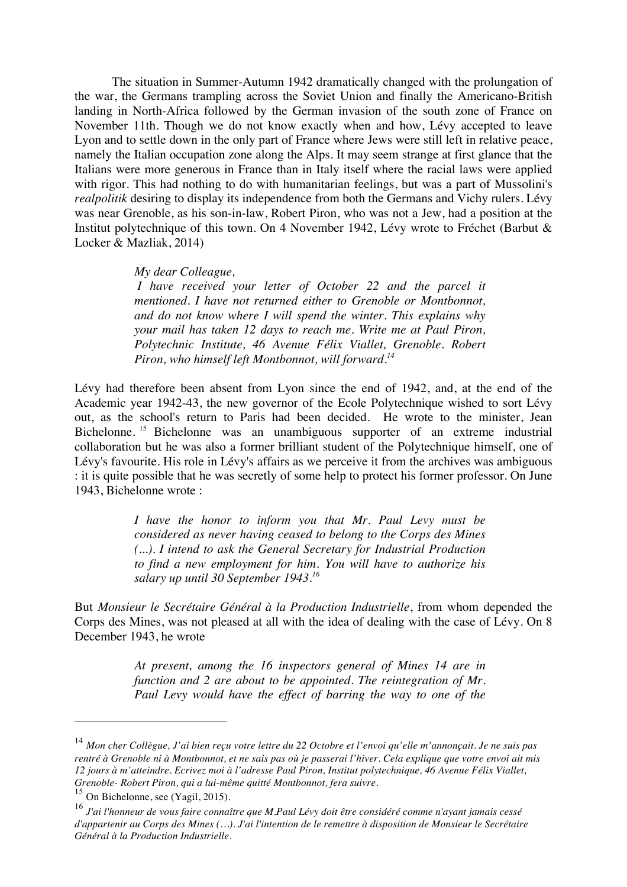The situation in Summer-Autumn 1942 dramatically changed with the prolongation of the war, the Germans trampling across the Soviet Union and finally the Americano-British landing in North-Africa followed by the German invasion of the south zone of France on November 11th. Though we do not know exactly when and how, Lévy accepted to leave Lyon and to settle down in the only part of France where Jews were still left in relative peace, namely the Italian occupation zone along the Alps. It may seem strange at first glance that the Italians were more generous in France than in Italy itself where the racial laws were applied with rigor. This had nothing to do with humanitarian feelings, but was a part of Mussolini's *realpolitik* desiring to display its independence from both the Germans and Vichy rulers. Lévy was near Grenoble, as his son-in-law, Robert Piron, who was not a Jew, had a position at the Institut polytechnique of this town. On 4 November 1942, Lévy wrote to Fréchet (Barbut & Locker & Mazliak, 2014)

> *My dear Colleague,*
> *I have received your letter of October 22 and the parcel it mentioned. I have not returned either to Grenoble or Montbonnot, and do not know where I will spend the winter. This explains why your mail has taken 12 days to reach me. Write me at Paul Piron, Polytechnic Institute, 46 Avenue Félix Viallet, Grenoble. Robert Piron, who himself left Montbonnot, will forward.*[14]

Lévy had therefore been absent from Lyon since the end of 1942, and, at the end of the Academic year 1942-43, the new governor of the Ecole Polytechnique wished to sort Lévy out, as the school's return to Paris had been decided. He wrote to the minister, Jean Bichelonne.[15] Bichelonne was an unambiguous supporter of an extreme industrial collaboration but he was also a former brilliant student of the Polytechnique himself, one of Lévy's favourite. His role in Lévy's affairs as we perceive it from the archives was ambiguous : it is quite possible that he was secretly of some help to protect his former professor. On June 1943, Bichelonne wrote :

> *I have the honor to inform you that Mr. Paul Levy must be considered as never having ceased to belong to the Corps des Mines (...). I intend to ask the General Secretary for Industrial Production to find a new employment for him. You will have to authorize his salary up until 30 September 1943.*[16]

But *Monsieur le Secrétaire Général à la Production Industrielle*, from whom depended the Corps des Mines, was not pleased at all with the idea of dealing with the case of Lévy. On 8 December 1943, he wrote

> *At present, among the 16 inspectors general of Mines 14 are in function and 2 are about to be appointed. The reintegration of Mr. Paul Levy would have the effect of barring the way to one of the*

---

[14] *Mon cher Collègue, J'ai bien reçu votre lettre du 22 Octobre et l'envoi qu'elle m'annonçait. Je ne suis pas rentré à Grenoble ni à Montbonnot, et ne sais pas où je passerai l'hiver. Cela explique que votre envoi ait mis 12 jours à m'atteindre. Ecrivez moi à l'adresse Paul Piron, Institut polytechnique, 46 Avenue Félix Viallet, Grenoble- Robert Piron, qui a lui-même quitté Montbonnot, fera suivre.*

[15] On Bichelonne, see (Yagil, 2015).

[16] *J'ai l'honneur de vous faire connaître que M.Paul Lévy doit être considéré comme n'ayant jamais cessé d'appartenir au Corps des Mines (…). J'ai l'intention de le remettre à disposition de Monsieur le Secrétaire Général à la Production Industrielle.*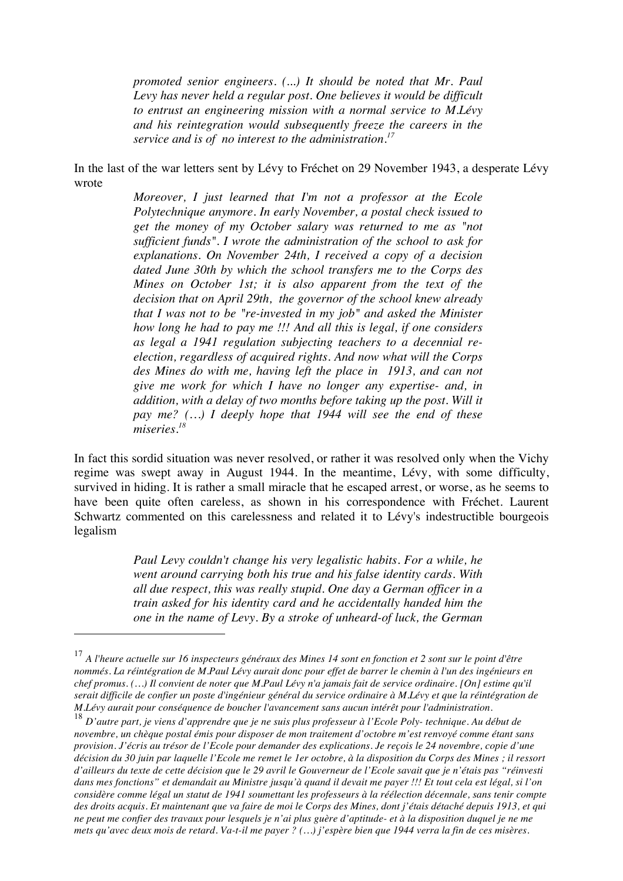> *promoted senior engineers. (...) It should be noted that Mr. Paul Levy has never held a regular post. One believes it would be difficult to entrust an engineering mission with a normal service to M.Lévy and his reintegration would subsequently freeze the careers in the service and is of no interest to the administration.*[17]

In the last of the war letters sent by Lévy to Fréchet on 29 November 1943, a desperate Lévy wrote

> *Moreover, I just learned that I'm not a professor at the Ecole Polytechnique anymore. In early November, a postal check issued to get the money of my October salary was returned to me as "not sufficient funds". I wrote the administration of the school to ask for explanations. On November 24th, I received a copy of a decision dated June 30th by which the school transfers me to the Corps des Mines on October 1st; it is also apparent from the text of the decision that on April 29th, the governor of the school knew already that I was not to be "re-invested in my job" and asked the Minister how long he had to pay me !!! And all this is legal, if one considers as legal a 1941 regulation subjecting teachers to a decennial re-election, regardless of acquired rights. And now what will the Corps des Mines do with me, having left the place in 1913, and can not give me work for which I have no longer any expertise- and, in addition, with a delay of two months before taking up the post. Will it pay me? (…) I deeply hope that 1944 will see the end of these miseries.*[18]

In fact this sordid situation was never resolved, or rather it was resolved only when the Vichy regime was swept away in August 1944. In the meantime, Lévy, with some difficulty, survived in hiding. It is rather a small miracle that he escaped arrest, or worse, as he seems to have been quite often careless, as shown in his correspondence with Fréchet. Laurent Schwartz commented on this carelessness and related it to Lévy's indestructible bourgeois legalism

> *Paul Levy couldn't change his very legalistic habits. For a while, he went around carrying both his true and his false identity cards. With all due respect, this was really stupid. One day a German officer in a train asked for his identity card and he accidentally handed him the one in the name of Levy. By a stroke of unheard-of luck, the German*

---

[17] *A l'heure actuelle sur 16 inspecteurs généraux des Mines 14 sont en fonction et 2 sont sur le point d'être nommés. La réintégration de M.Paul Lévy aurait donc pour effet de barrer le chemin à l'un des ingénieurs en chef promus. (…) Il convient de noter que M.Paul Lévy n'a jamais fait de service ordinaire. [On] estime qu'il serait difficile de confier un poste d'ingénieur général du service ordinaire à M.Lévy et que la réintégration de M.Lévy aurait pour conséquence de boucher l'avancement sans aucun intérêt pour l'administration.*

[18] *D'autre part, je viens d'apprendre que je ne suis plus professeur à l'Ecole Poly- technique. Au début de novembre, un chèque postal émis pour disposer de mon traitement d'octobre m'est renvoyé comme étant sans provision. J'écris au trésor de l'Ecole pour demander des explications. Je reçois le 24 novembre, copie d'une décision du 30 juin par laquelle l'Ecole me remet le 1er octobre, à la disposition du Corps des Mines ; il ressort d'ailleurs du texte de cette décision que le 29 avril le Gouverneur de l'Ecole savait que je n'étais pas "réinvesti dans mes fonctions" et demandait au Ministre jusqu'à quand il devait me payer !!! Et tout cela est légal, si l'on considère comme légal un statut de 1941 soumettant les professeurs à la réélection décennale, sans tenir compte des droits acquis. Et maintenant que va faire de moi le Corps des Mines, dont j'étais détaché depuis 1913, et qui ne peut me confier des travaux pour lesquels je n'ai plus guère d'aptitude- et à la disposition duquel je ne me mets qu'avec deux mois de retard. Va-t-il me payer ? (…) j'espère bien que 1944 verra la fin de ces misères.*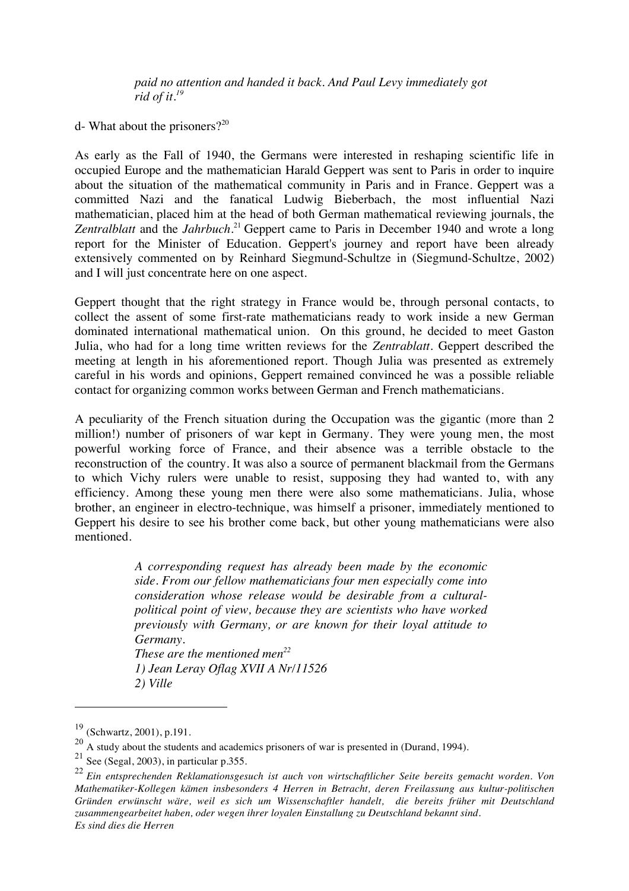> *paid no attention and handed it back. And Paul Levy immediately got rid of it.*[19]

d- What about the prisoners?[20]

As early as the Fall of 1940, the Germans were interested in reshaping scientific life in occupied Europe and the mathematician Harald Geppert was sent to Paris in order to inquire about the situation of the mathematical community in Paris and in France. Geppert was a committed Nazi and the fanatical Ludwig Bieberbach, the most influential Nazi mathematician, placed him at the head of both German mathematical reviewing journals, the *Zentralblatt* and the *Jahrbuch*.[21] Geppert came to Paris in December 1940 and wrote a long report for the Minister of Education. Geppert's journey and report have been already extensively commented on by Reinhard Siegmund-Schultze in (Siegmund-Schultze, 2002) and I will just concentrate here on one aspect.

Geppert thought that the right strategy in France would be, through personal contacts, to collect the assent of some first-rate mathematicians ready to work inside a new German dominated international mathematical union. On this ground, he decided to meet Gaston Julia, who had for a long time written reviews for the *Zentrablatt*. Geppert described the meeting at length in his aforementioned report. Though Julia was presented as extremely careful in his words and opinions, Geppert remained convinced he was a possible reliable contact for organizing common works between German and French mathematicians.

A peculiarity of the French situation during the Occupation was the gigantic (more than 2 million!) number of prisoners of war kept in Germany. They were young men, the most powerful working force of France, and their absence was a terrible obstacle to the reconstruction of the country. It was also a source of permanent blackmail from the Germans to which Vichy rulers were unable to resist, supposing they had wanted to, with any efficiency. Among these young men there were also some mathematicians. Julia, whose brother, an engineer in electro-technique, was himself a prisoner, immediately mentioned to Geppert his desire to see his brother come back, but other young mathematicians were also mentioned.

> *A corresponding request has already been made by the economic side. From our fellow mathematicians four men especially come into consideration whose release would be desirable from a cultural-political point of view, because they are scientists who have worked previously with Germany, or are known for their loyal attitude to Germany.*
> *These are the mentioned men*[22]
> *1) Jean Leray Oflag XVII A Nr/11526*
> *2) Ville*

---

[19] (Schwartz, 2001), p.191.

[20] A study about the students and academics prisoners of war is presented in (Durand, 1994).

[21] See (Segal, 2003), in particular p.355.

[22] *Ein entsprechenden Reklamationsgesuch ist auch von wirtschaftlicher Seite bereits gemacht worden. Von Mathematiker-Kollegen kämen insbesonders 4 Herren in Betracht, deren Freilassung aus kultur-politischen Gründen erwünscht wäre, weil es sich um Wissenschaftler handelt, die bereits früher mit Deutschland zusammengearbeitet haben, oder wegen ihrer loyalen Einstallung zu Deutschland bekannt sind.*
*Es sind dies die Herren*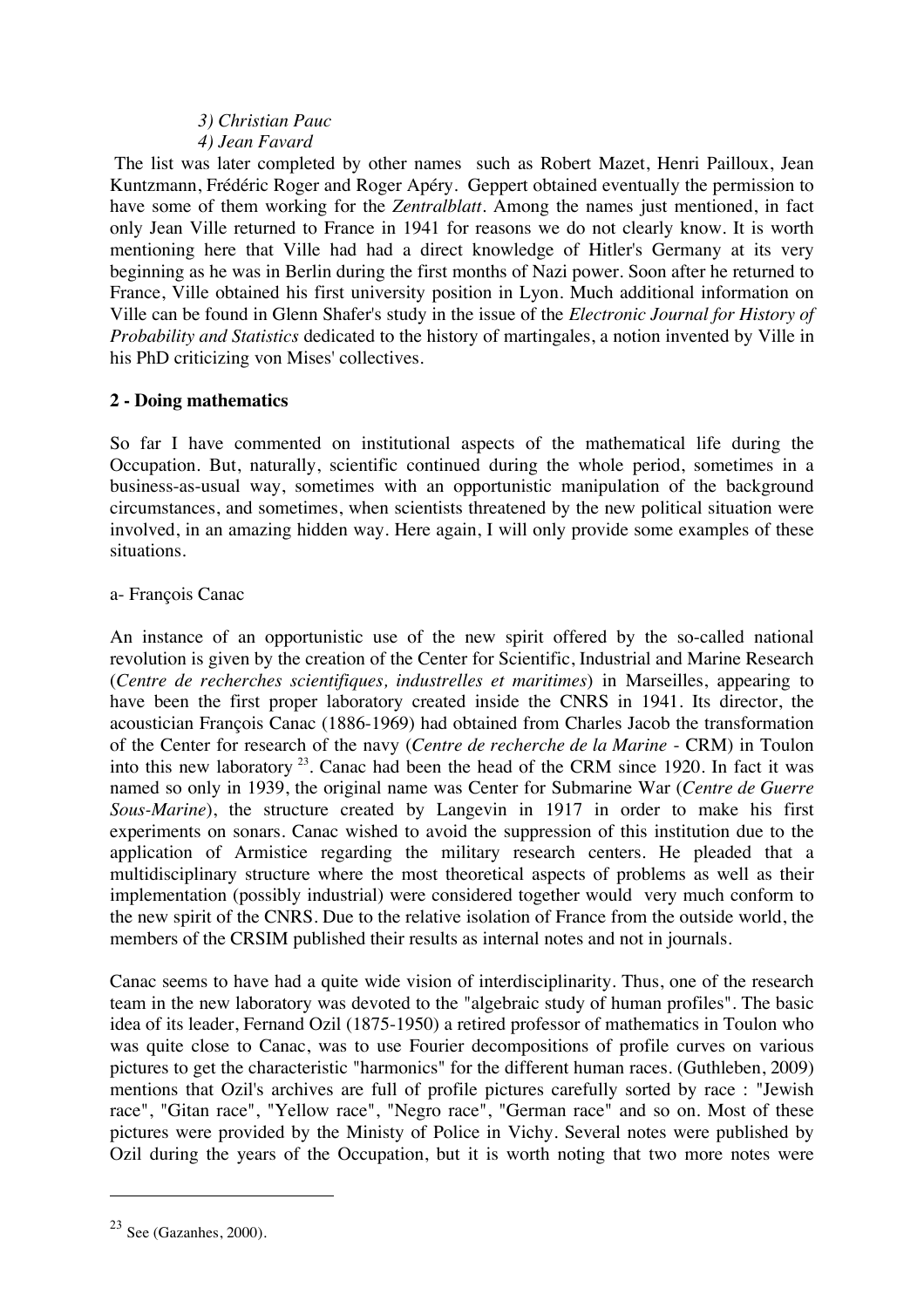*3) Christian Pauc*
*4) Jean Favard*

The list was later completed by other names such as Robert Mazet, Henri Pailloux, Jean Kuntzmann, Frédéric Roger and Roger Apéry. Geppert obtained eventually the permission to have some of them working for the *Zentralblatt*. Among the names just mentioned, in fact only Jean Ville returned to France in 1941 for reasons we do not clearly know. It is worth mentioning here that Ville had had a direct knowledge of Hitler's Germany at its very beginning as he was in Berlin during the first months of Nazi power. Soon after he returned to France, Ville obtained his first university position in Lyon. Much additional information on Ville can be found in Glenn Shafer's study in the issue of the *Electronic Journal for History of Probability and Statistics* dedicated to the history of martingales, a notion invented by Ville in his PhD criticizing von Mises' collectives.

**2 - Doing mathematics**

So far I have commented on institutional aspects of the mathematical life during the Occupation. But, naturally, scientific continued during the whole period, sometimes in a business-as-usual way, sometimes with an opportunistic manipulation of the background circumstances, and sometimes, when scientists threatened by the new political situation were involved, in an amazing hidden way. Here again, I will only provide some examples of these situations.

a- François Canac

An instance of an opportunistic use of the new spirit offered by the so-called national revolution is given by the creation of the Center for Scientific, Industrial and Marine Research (*Centre de recherches scientifiques, industrelles et maritimes*) in Marseilles, appearing to have been the first proper laboratory created inside the CNRS in 1941. Its director, the acoustician François Canac (1886-1969) had obtained from Charles Jacob the transformation of the Center for research of the navy (*Centre de recherche de la Marine* - CRM) in Toulon into this new laboratory [23]. Canac had been the head of the CRM since 1920. In fact it was named so only in 1939, the original name was Center for Submarine War (*Centre de Guerre Sous-Marine*), the structure created by Langevin in 1917 in order to make his first experiments on sonars. Canac wished to avoid the suppression of this institution due to the application of Armistice regarding the military research centers. He pleaded that a multidisciplinary structure where the most theoretical aspects of problems as well as their implementation (possibly industrial) were considered together would very much conform to the new spirit of the CNRS. Due to the relative isolation of France from the outside world, the members of the CRSIM published their results as internal notes and not in journals.

Canac seems to have had a quite wide vision of interdisciplinarity. Thus, one of the research team in the new laboratory was devoted to the "algebraic study of human profiles". The basic idea of its leader, Fernand Ozil (1875-1950) a retired professor of mathematics in Toulon who was quite close to Canac, was to use Fourier decompositions of profile curves on various pictures to get the characteristic "harmonics" for the different human races. (Guthleben, 2009) mentions that Ozil's archives are full of profile pictures carefully sorted by race : "Jewish race", "Gitan race", "Yellow race", "Negro race", "German race" and so on. Most of these pictures were provided by the Ministy of Police in Vichy. Several notes were published by Ozil during the years of the Occupation, but it is worth noting that two more notes were

---

[23] See (Gazanhes, 2000).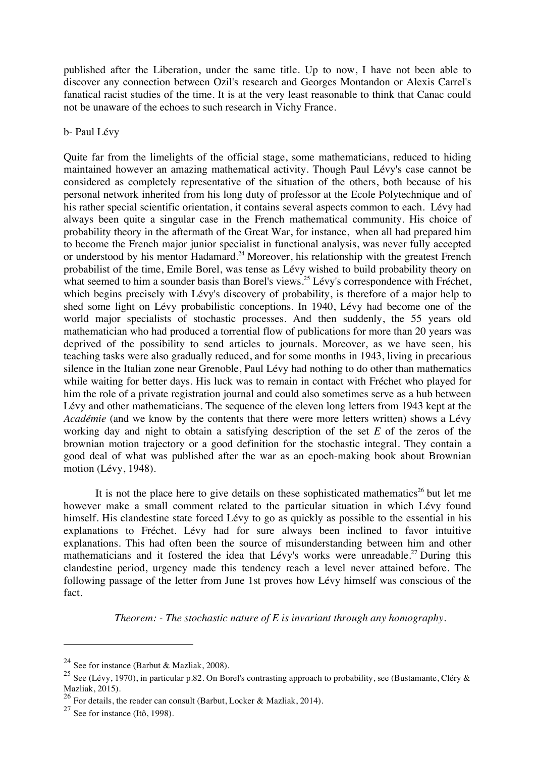published after the Liberation, under the same title. Up to now, I have not been able to discover any connection between Ozil's research and Georges Montandon or Alexis Carrel's fanatical racist studies of the time. It is at the very least reasonable to think that Canac could not be unaware of the echoes to such research in Vichy France.

b- Paul Lévy

Quite far from the limelights of the official stage, some mathematicians, reduced to hiding maintained however an amazing mathematical activity. Though Paul Lévy's case cannot be considered as completely representative of the situation of the others, both because of his personal network inherited from his long duty of professor at the Ecole Polytechnique and of his rather special scientific orientation, it contains several aspects common to each. Lévy had always been quite a singular case in the French mathematical community. His choice of probability theory in the aftermath of the Great War, for instance, when all had prepared him to become the French major junior specialist in functional analysis, was never fully accepted or understood by his mentor Hadamard.[24] Moreover, his relationship with the greatest French probabilist of the time, Emile Borel, was tense as Lévy wished to build probability theory on what seemed to him a sounder basis than Borel's views.[25] Lévy's correspondence with Fréchet, which begins precisely with Lévy's discovery of probability, is therefore of a major help to shed some light on Lévy probabilistic conceptions. In 1940, Lévy had become one of the world major specialists of stochastic processes. And then suddenly, the 55 years old mathematician who had produced a torrential flow of publications for more than 20 years was deprived of the possibility to send articles to journals. Moreover, as we have seen, his teaching tasks were also gradually reduced, and for some months in 1943, living in precarious silence in the Italian zone near Grenoble, Paul Lévy had nothing to do other than mathematics while waiting for better days. His luck was to remain in contact with Fréchet who played for him the role of a private registration journal and could also sometimes serve as a hub between Lévy and other mathematicians. The sequence of the eleven long letters from 1943 kept at the *Académie* (and we know by the contents that there were more letters written) shows a Lévy working day and night to obtain a satisfying description of the set $E$ of the zeros of the brownian motion trajectory or a good definition for the stochastic integral. They contain a good deal of what was published after the war as an epoch-making book about Brownian motion (Lévy, 1948).

It is not the place here to give details on these sophisticated mathematics[26] but let me however make a small comment related to the particular situation in which Lévy found himself. His clandestine state forced Lévy to go as quickly as possible to the essential in his explanations to Fréchet. Lévy had for sure always been inclined to favor intuitive explanations. This had often been the source of misunderstanding between him and other mathematicians and it fostered the idea that Lévy's works were unreadable.[27] During this clandestine period, urgency made this tendency reach a level never attained before. The following passage of the letter from June 1st proves how Lévy himself was conscious of the fact.

*Theorem: - The stochastic nature of E is invariant through any homography.*

---

[24] See for instance (Barbut & Mazliak, 2008).

[25] See (Lévy, 1970), in particular p.82. On Borel's contrasting approach to probability, see (Bustamante, Cléry & Mazliak, 2015).

[26] For details, the reader can consult (Barbut, Locker & Mazliak, 2014).

[27] See for instance (Itô, 1998).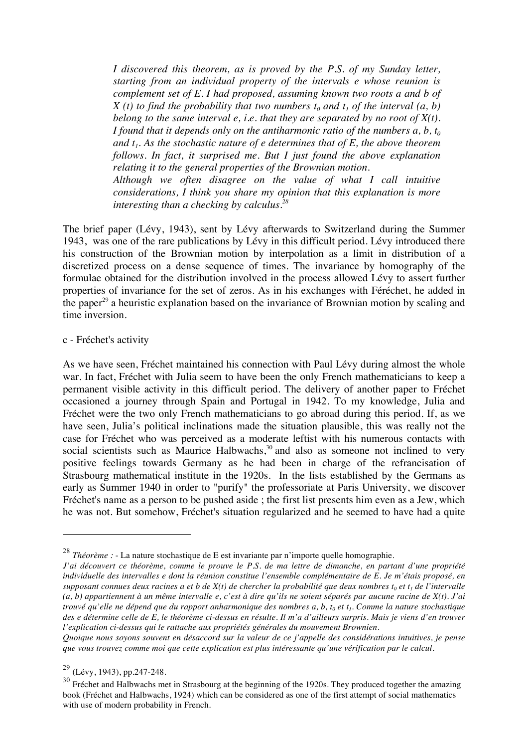*I discovered this theorem, as is proved by the P.S. of my Sunday letter, starting from an individual property of the intervals e whose reunion is complement set of E. I had proposed, assuming known two roots a and b of X (t) to find the probability that two numbers $t_0$ and $t_1$ of the interval (a, b) belong to the same interval e, i.e. that they are separated by no root of X(t). I found that it depends only on the antiharmonic ratio of the numbers a, b, $t_0$ and $t_1$. As the stochastic nature of e determines that of E, the above theorem follows. In fact, it surprised me. But I just found the above explanation relating it to the general properties of the Brownian motion.*

*Although we often disagree on the value of what I call intuitive considerations, I think you share my opinion that this explanation is more interesting than a checking by calculus.*[28]

The brief paper (Lévy, 1943), sent by Lévy afterwards to Switzerland during the Summer 1943, was one of the rare publications by Lévy in this difficult period. Lévy introduced there his construction of the Brownian motion by interpolation as a limit in distribution of a discretized process on a dense sequence of times. The invariance by homography of the formulae obtained for the distribution involved in the process allowed Lévy to assert further properties of invariance for the set of zeros. As in his exchanges with Féréchet, he added in the paper[29] a heuristic explanation based on the invariance of Brownian motion by scaling and time inversion.

c - Fréchet's activity

As we have seen, Fréchet maintained his connection with Paul Lévy during almost the whole war. In fact, Fréchet with Julia seem to have been the only French mathematicians to keep a permanent visible activity in this difficult period. The delivery of another paper to Fréchet occasioned a journey through Spain and Portugal in 1942. To my knowledge, Julia and Fréchet were the two only French mathematicians to go abroad during this period. If, as we have seen, Julia's political inclinations made the situation plausible, this was really not the case for Fréchet who was perceived as a moderate leftist with his numerous contacts with social scientists such as Maurice Halbwachs,[30] and also as someone not inclined to very positive feelings towards Germany as he had been in charge of the refrancisation of Strasbourg mathematical institute in the 1920s. In the lists established by the Germans as early as Summer 1940 in order to "purify" the professoriate at Paris University, we discover Fréchet's name as a person to be pushed aside ; the first list presents him even as a Jew, which he was not. But somehow, Fréchet's situation regularized and he seemed to have had a quite

---

[28] *Théorème :* - La nature stochastique de E est invariante par n'importe quelle homographie.
*J'ai découvert ce théorème, comme le prouve le P.S. de ma lettre de dimanche, en partant d'une propriété individuelle des intervalles e dont la réunion constitue l'ensemble complémentaire de E. Je m'étais proposé, en supposant connues deux racines a et b de X(t) de chercher la probabilité que deux nombres $t_0$ et $t_1$ de l'intervalle (a, b) appartiennent à un même intervalle e, c'est à dire qu'ils ne soient séparés par aucune racine de X(t). J'ai trouvé qu'elle ne dépend que du rapport anharmonique des nombres a, b, $t_0$ et $t_1$. Comme la nature stochastique des e détermine celle de E, le théorème ci-dessus en résulte. Il m'a d'ailleurs surpris. Mais je viens d'en trouver l'explication ci-dessus qui le rattache aux propriétés générales du mouvement Brownien.*
*Quoique nous soyons souvent en désaccord sur la valeur de ce j'appelle des considérations intuitives, je pense que vous trouvez comme moi que cette explication est plus intéressante qu'une vérification par le calcul.*

[29] (Lévy, 1943), pp.247-248.

[30] Fréchet and Halbwachs met in Strasbourg at the beginning of the 1920s. They produced together the amazing book (Fréchet and Halbwachs, 1924) which can be considered as one of the first attempt of social mathematics with use of modern probability in French.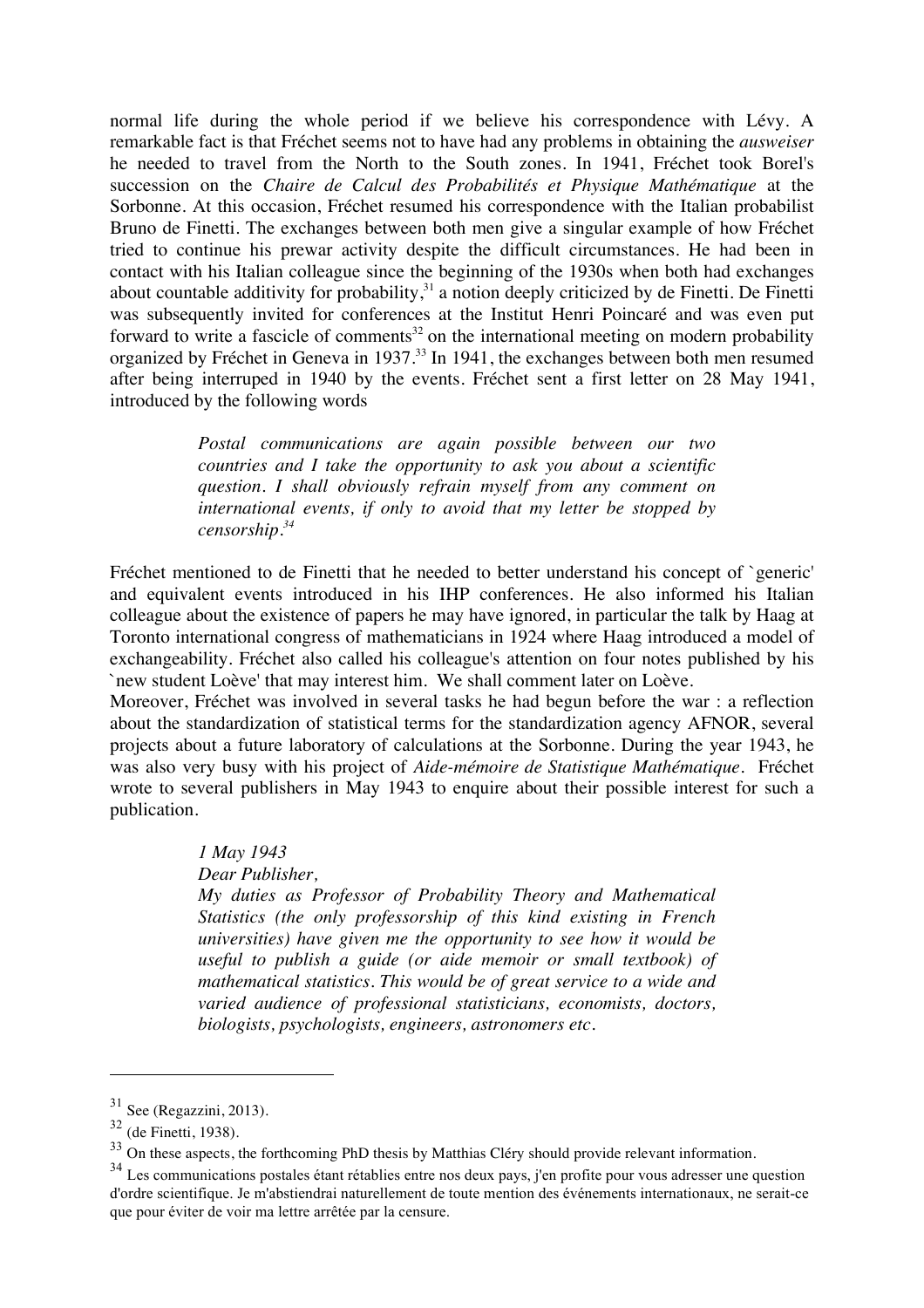normal life during the whole period if we believe his correspondence with Lévy. A remarkable fact is that Fréchet seems not to have had any problems in obtaining the *ausweiser* he needed to travel from the North to the South zones. In 1941, Fréchet took Borel's succession on the *Chaire de Calcul des Probabilités et Physique Mathématique* at the Sorbonne. At this occasion, Fréchet resumed his correspondence with the Italian probabilist Bruno de Finetti. The exchanges between both men give a singular example of how Fréchet tried to continue his prewar activity despite the difficult circumstances. He had been in contact with his Italian colleague since the beginning of the 1930s when both had exchanges about countable additivity for probability,[31] a notion deeply criticized by de Finetti. De Finetti was subsequently invited for conferences at the Institut Henri Poincaré and was even put forward to write a fascicle of comments[32] on the international meeting on modern probability organized by Fréchet in Geneva in 1937.[33] In 1941, the exchanges between both men resumed after being interrupted in 1940 by the events. Fréchet sent a first letter on 28 May 1941, introduced by the following words

> *Postal communications are again possible between our two countries and I take the opportunity to ask you about a scientific question. I shall obviously refrain myself from any comment on international events, if only to avoid that my letter be stopped by censorship.*[34]

Fréchet mentioned to de Finetti that he needed to better understand his concept of `generic' and equivalent events introduced in his IHP conferences. He also informed his Italian colleague about the existence of papers he may have ignored, in particular the talk by Haag at Toronto international congress of mathematicians in 1924 where Haag introduced a model of exchangeability. Fréchet also called his colleague's attention on four notes published by his `new student Loève' that may interest him. We shall comment later on Loève.

Moreover, Fréchet was involved in several tasks he had begun before the war : a reflection about the standardization of statistical terms for the standardization agency AFNOR, several projects about a future laboratory of calculations at the Sorbonne. During the year 1943, he was also very busy with his project of *Aide-mémoire de Statistique Mathématique*. Fréchet wrote to several publishers in May 1943 to enquire about their possible interest for such a publication.

> *1 May 1943*
> *Dear Publisher,*
> *My duties as Professor of Probability Theory and Mathematical Statistics (the only professorship of this kind existing in French universities) have given me the opportunity to see how it would be useful to publish a guide (or aide memoir or small textbook) of mathematical statistics. This would be of great service to a wide and varied audience of professional statisticians, economists, doctors, biologists, psychologists, engineers, astronomers etc.*

---

[31] See (Regazzini, 2013).

[32] (de Finetti, 1938).

[33] On these aspects, the forthcoming PhD thesis by Matthias Cléry should provide relevant information.

[34] Les communications postales étant rétablies entre nos deux pays, j'en profite pour vous adresser une question d'ordre scientifique. Je m'abstiendrai naturellement de toute mention des événements internationaux, ne serait-ce que pour éviter de voir ma lettre arrêtée par la censure.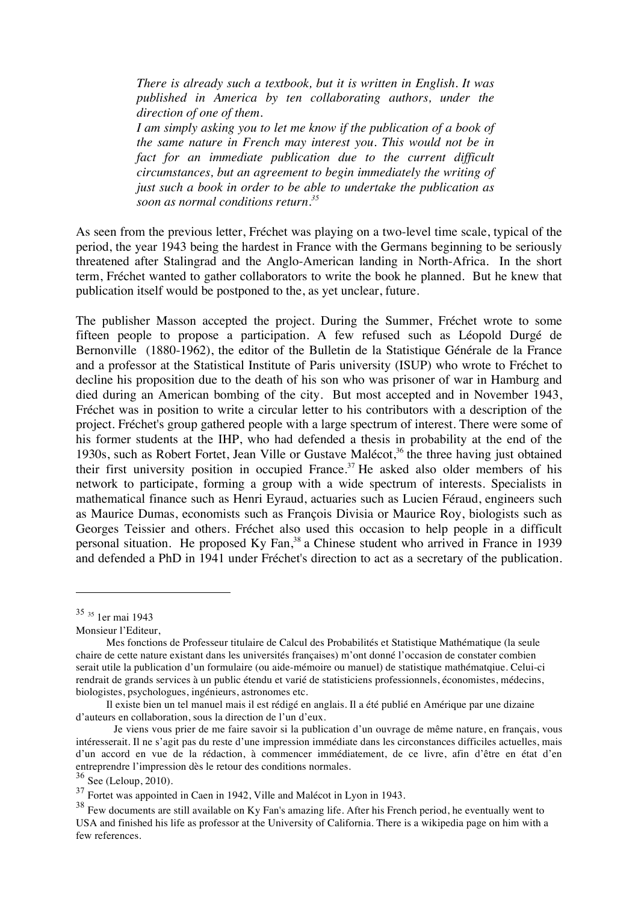> *There is already such a textbook, but it is written in English. It was published in America by ten collaborating authors, under the direction of one of them.*
> *I am simply asking you to let me know if the publication of a book of the same nature in French may interest you. This would not be in fact for an immediate publication due to the current difficult circumstances, but an agreement to begin immediately the writing of just such a book in order to be able to undertake the publication as soon as normal conditions return.*[35]

As seen from the previous letter, Fréchet was playing on a two-level time scale, typical of the period, the year 1943 being the hardest in France with the Germans beginning to be seriously threatened after Stalingrad and the Anglo-American landing in North-Africa. In the short term, Fréchet wanted to gather collaborators to write the book he planned. But he knew that publication itself would be postponed to the, as yet unclear, future.

The publisher Masson accepted the project. During the Summer, Fréchet wrote to some fifteen people to propose a participation. A few refused such as Léopold Durgé de Bernonville (1880-1962), the editor of the Bulletin de la Statistique Générale de la France and a professor at the Statistical Institute of Paris university (ISUP) who wrote to Fréchet to decline his proposition due to the death of his son who was prisoner of war in Hamburg and died during an American bombing of the city. But most accepted and in November 1943, Fréchet was in position to write a circular letter to his contributors with a description of the project. Fréchet's group gathered people with a large spectrum of interest. There were some of his former students at the IHP, who had defended a thesis in probability at the end of the 1930s, such as Robert Fortet, Jean Ville or Gustave Malécot,[36] the three having just obtained their first university position in occupied France.[37] He asked also older members of his network to participate, forming a group with a wide spectrum of interests. Specialists in mathematical finance such as Henri Eyraud, actuaries such as Lucien Féraud, engineers such as Maurice Dumas, economists such as François Divisia or Maurice Roy, biologists such as Georges Teissier and others. Fréchet also used this occasion to help people in a difficult personal situation. He proposed Ky Fan,[38] a Chinese student who arrived in France in 1939 and defended a PhD in 1941 under Fréchet's direction to act as a secretary of the publication.

---

[35] [35] 1er mai 1943

Monsieur l'Editeur,

Mes fonctions de Professeur titulaire de Calcul des Probabilités et Statistique Mathématique (la seule chaire de cette nature existant dans les universités françaises) m'ont donné l'occasion de constater combien serait utile la publication d'un formulaire (ou aide-mémoire ou manuel) de statistique mathématqiue. Celui-ci rendrait de grands services à un public étendu et varié de statisticiens professionnels, économistes, médecins, biologistes, psychologues, ingénieurs, astronomes etc.

Il existe bien un tel manuel mais il est rédigé en anglais. Il a été publié en Amérique par une dizaine d'auteurs en collaboration, sous la direction de l'un d'eux.

Je viens vous prier de me faire savoir si la publication d'un ouvrage de même nature, en français, vous intéresserait. Il ne s'agit pas du reste d'une impression immédiate dans les circonstances difficiles actuelles, mais d'un accord en vue de la rédaction, à commencer immédiatement, de ce livre, afin d'être en état d'en entreprendre l'impression dès le retour des conditions normales.

[36] See (Leloup, 2010).

[37] Fortet was appointed in Caen in 1942, Ville and Malécot in Lyon in 1943.

[38] Few documents are still available on Ky Fan's amazing life. After his French period, he eventually went to USA and finished his life as professor at the University of California. There is a wikipedia page on him with a few references.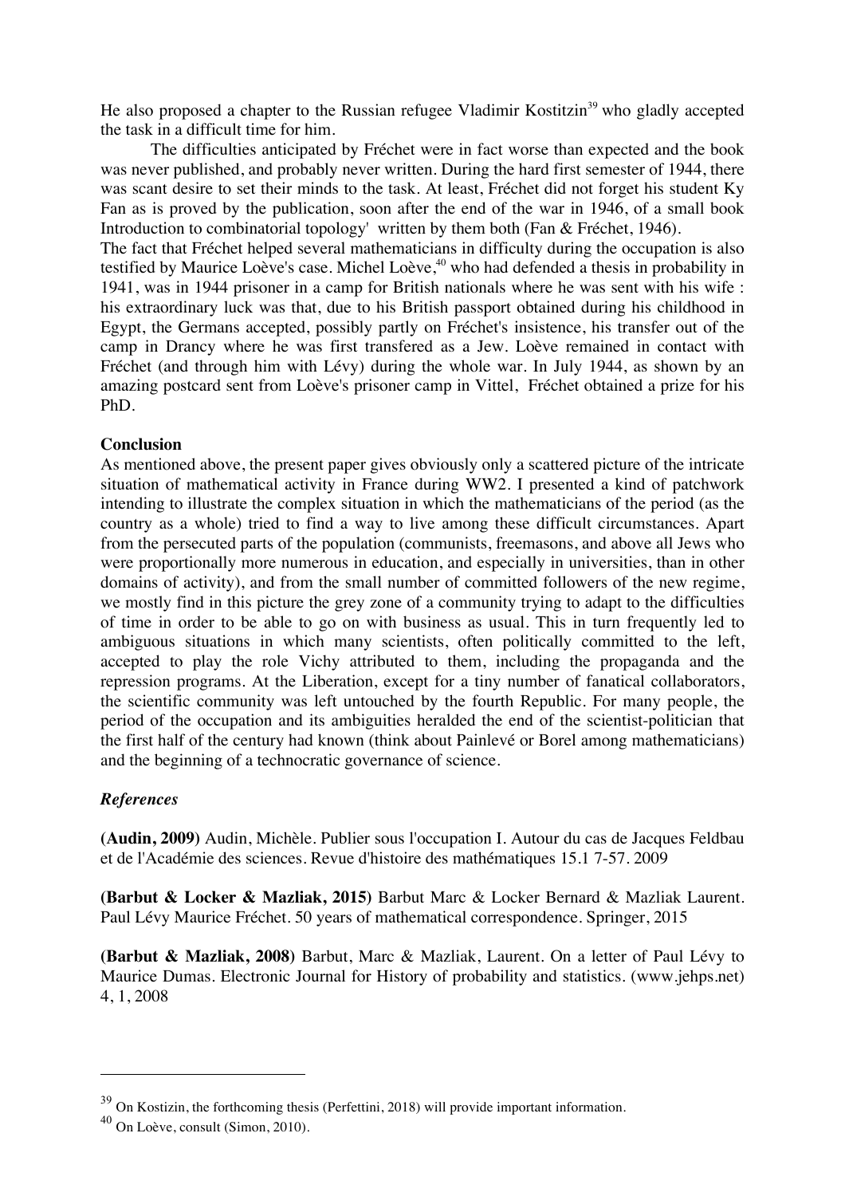He also proposed a chapter to the Russian refugee Vladimir Kostitzin[39] who gladly accepted the task in a difficult time for him.

The difficulties anticipated by Fréchet were in fact worse than expected and the book was never published, and probably never written. During the hard first semester of 1944, there was scant desire to set their minds to the task. At least, Fréchet did not forget his student Ky Fan as is proved by the publication, soon after the end of the war in 1946, of a small book Introduction to combinatorial topology' written by them both (Fan & Fréchet, 1946).

The fact that Fréchet helped several mathematicians in difficulty during the occupation is also testified by Maurice Loève's case. Michel Loève,[40] who had defended a thesis in probability in 1941, was in 1944 prisoner in a camp for British nationals where he was sent with his wife : his extraordinary luck was that, due to his British passport obtained during his childhood in Egypt, the Germans accepted, possibly partly on Fréchet's insistence, his transfer out of the camp in Drancy where he was first transfered as a Jew. Loève remained in contact with Fréchet (and through him with Lévy) during the whole war. In July 1944, as shown by an amazing postcard sent from Loève's prisoner camp in Vittel, Fréchet obtained a prize for his PhD.

**Conclusion**

As mentioned above, the present paper gives obviously only a scattered picture of the intricate situation of mathematical activity in France during WW2. I presented a kind of patchwork intending to illustrate the complex situation in which the mathematicians of the period (as the country as a whole) tried to find a way to live among these difficult circumstances. Apart from the persecuted parts of the population (communists, freemasons, and above all Jews who were proportionally more numerous in education, and especially in universities, than in other domains of activity), and from the small number of committed followers of the new regime, we mostly find in this picture the grey zone of a community trying to adapt to the difficulties of time in order to be able to go on with business as usual. This in turn frequently led to ambiguous situations in which many scientists, often politically committed to the left, accepted to play the role Vichy attributed to them, including the propaganda and the repression programs. At the Liberation, except for a tiny number of fanatical collaborators, the scientific community was left untouched by the fourth Republic. For many people, the period of the occupation and its ambiguities heralded the end of the scientist-politician that the first half of the century had known (think about Painlevé or Borel among mathematicians) and the beginning of a technocratic governance of science.

***References***

**(Audin, 2009)** Audin, Michèle. Publier sous l'occupation I. Autour du cas de Jacques Feldbau et de l'Académie des sciences. Revue d'histoire des mathématiques 15.1 7-57. 2009

**(Barbut & Locker & Mazliak, 2015)** Barbut Marc & Locker Bernard & Mazliak Laurent. Paul Lévy Maurice Fréchet. 50 years of mathematical correspondence. Springer, 2015

**(Barbut & Mazliak, 2008)** Barbut, Marc & Mazliak, Laurent. On a letter of Paul Lévy to Maurice Dumas. Electronic Journal for History of probability and statistics. (www.jehps.net) 4, 1, 2008

---

[39] On Kostizin, the forthcoming thesis (Perfettini, 2018) will provide important information.

[40] On Loève, consult (Simon, 2010).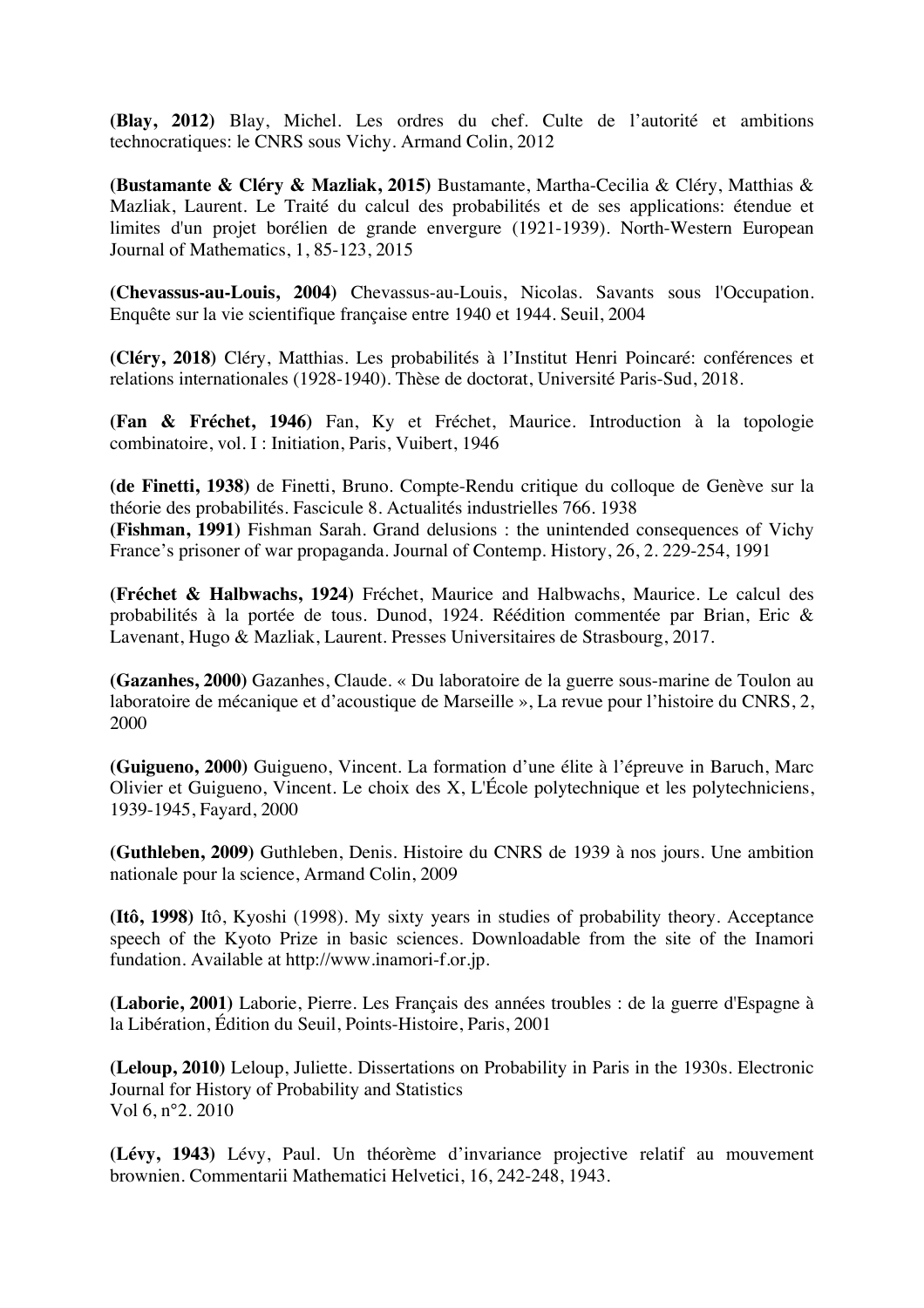**(Blay, 2012)** Blay, Michel. Les ordres du chef. Culte de l'autorité et ambitions technocratiques: le CNRS sous Vichy. Armand Colin, 2012

**(Bustamante & Cléry & Mazliak, 2015)** Bustamante, Martha-Cecilia & Cléry, Matthias & Mazliak, Laurent. Le Traité du calcul des probabilités et de ses applications: étendue et limites d'un projet borélien de grande envergure (1921-1939). North-Western European Journal of Mathematics, 1, 85-123, 2015

**(Chevassus-au-Louis, 2004)** Chevassus-au-Louis, Nicolas. Savants sous l'Occupation. Enquête sur la vie scientifique française entre 1940 et 1944. Seuil, 2004

**(Cléry, 2018)** Cléry, Matthias. Les probabilités à l'Institut Henri Poincaré: conférences et relations internationales (1928-1940). Thèse de doctorat, Université Paris-Sud, 2018.

**(Fan & Fréchet, 1946)** Fan, Ky et Fréchet, Maurice. Introduction à la topologie combinatoire, vol. I : Initiation, Paris, Vuibert, 1946

**(de Finetti, 1938)** de Finetti, Bruno. Compte-Rendu critique du colloque de Genève sur la théorie des probabilités. Fascicule 8. Actualités industrielles 766. 1938
**(Fishman, 1991)** Fishman Sarah. Grand delusions : the unintended consequences of Vichy France's prisoner of war propaganda. Journal of Contemp. History, 26, 2. 229-254, 1991

**(Fréchet & Halbwachs, 1924)** Fréchet, Maurice and Halbwachs, Maurice. Le calcul des probabilités à la portée de tous. Dunod, 1924. Réédition commentée par Brian, Eric & Lavenant, Hugo & Mazliak, Laurent. Presses Universitaires de Strasbourg, 2017.

**(Gazanhes, 2000)** Gazanhes, Claude. « Du laboratoire de la guerre sous-marine de Toulon au laboratoire de mécanique et d'acoustique de Marseille », La revue pour l'histoire du CNRS, 2, 2000

**(Guigueno, 2000)** Guigueno, Vincent. La formation d'une élite à l'épreuve in Baruch, Marc Olivier et Guigueno, Vincent. Le choix des X, L'École polytechnique et les polytechniciens, 1939-1945, Fayard, 2000

**(Guthleben, 2009)** Guthleben, Denis. Histoire du CNRS de 1939 à nos jours. Une ambition nationale pour la science, Armand Colin, 2009

**(Itô, 1998)** Itô, Kyoshi (1998). My sixty years in studies of probability theory. Acceptance speech of the Kyoto Prize in basic sciences. Downloadable from the site of the Inamori fundation. Available at http://www.inamori-f.or.jp.

**(Laborie, 2001)** Laborie, Pierre. Les Français des années troubles : de la guerre d'Espagne à la Libération, Édition du Seuil, Points-Histoire, Paris, 2001

**(Leloup, 2010)** Leloup, Juliette. Dissertations on Probability in Paris in the 1930s. Electronic Journal for History of Probability and Statistics
Vol 6, n°2. 2010

**(Lévy, 1943)** Lévy, Paul. Un théorème d'invariance projective relatif au mouvement brownien. Commentarii Mathematici Helvetici, 16, 242-248, 1943.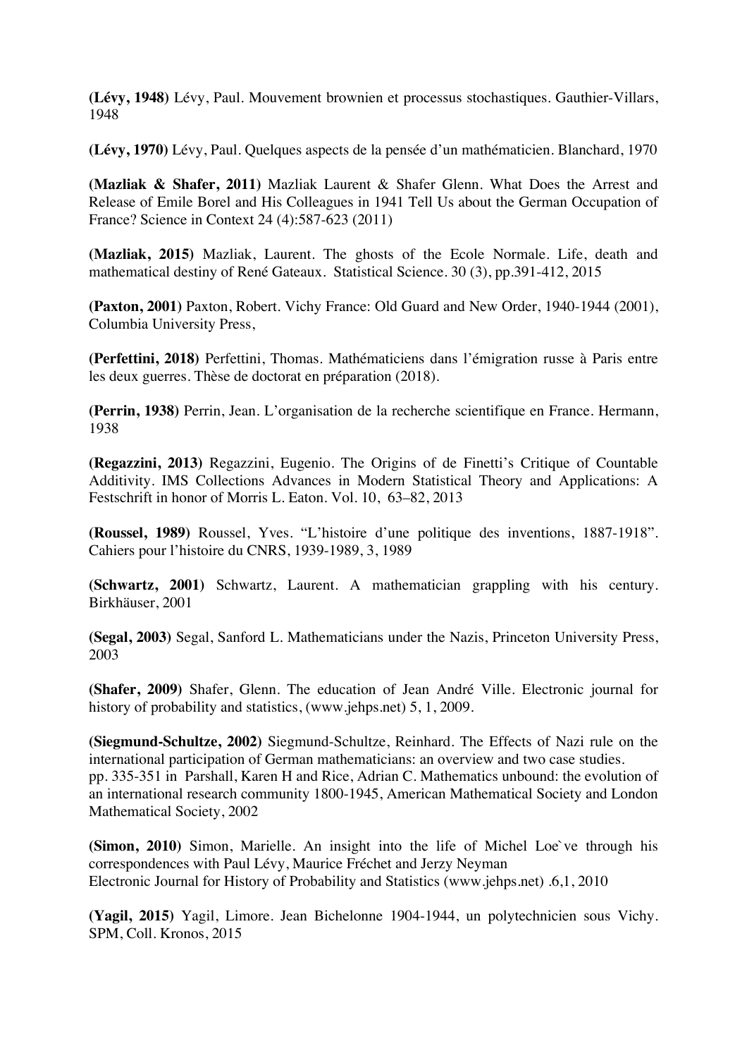**(Lévy, 1948)** Lévy, Paul. Mouvement brownien et processus stochastiques. Gauthier-Villars, 1948

**(Lévy, 1970)** Lévy, Paul. Quelques aspects de la pensée d'un mathématicien. Blanchard, 1970

**(Mazliak & Shafer, 2011)** Mazliak Laurent & Shafer Glenn. What Does the Arrest and Release of Emile Borel and His Colleagues in 1941 Tell Us about the German Occupation of France? Science in Context 24 (4):587-623 (2011)

**(Mazliak, 2015)** Mazliak, Laurent. The ghosts of the Ecole Normale. Life, death and mathematical destiny of René Gateaux. Statistical Science. 30 (3), pp.391-412, 2015

**(Paxton, 2001)** Paxton, Robert. Vichy France: Old Guard and New Order, 1940-1944 (2001), Columbia University Press,

**(Perfettini, 2018)** Perfettini, Thomas. Mathématiciens dans l'émigration russe à Paris entre les deux guerres. Thèse de doctorat en préparation (2018).

**(Perrin, 1938)** Perrin, Jean. L'organisation de la recherche scientifique en France. Hermann, 1938

**(Regazzini, 2013)** Regazzini, Eugenio. The Origins of de Finetti's Critique of Countable Additivity. IMS Collections Advances in Modern Statistical Theory and Applications: A Festschrift in honor of Morris L. Eaton. Vol. 10, 63–82, 2013

**(Roussel, 1989)** Roussel, Yves. "L'histoire d'une politique des inventions, 1887-1918". Cahiers pour l'histoire du CNRS, 1939-1989, 3, 1989

**(Schwartz, 2001)** Schwartz, Laurent. A mathematician grappling with his century. Birkhäuser, 2001

**(Segal, 2003)** Segal, Sanford L. Mathematicians under the Nazis, Princeton University Press, 2003

**(Shafer, 2009)** Shafer, Glenn. The education of Jean André Ville. Electronic journal for history of probability and statistics, (www.jehps.net) 5, 1, 2009.

**(Siegmund-Schultze, 2002)** Siegmund-Schultze, Reinhard. The Effects of Nazi rule on the international participation of German mathematicians: an overview and two case studies. pp. 335-351 in Parshall, Karen H and Rice, Adrian C. Mathematics unbound: the evolution of an international research community 1800-1945, American Mathematical Society and London Mathematical Society, 2002

**(Simon, 2010)** Simon, Marielle. An insight into the life of Michel Loe`ve through his correspondences with Paul Lévy, Maurice Fréchet and Jerzy Neyman
Electronic Journal for History of Probability and Statistics (www.jehps.net) .6,1, 2010

**(Yagil, 2015)** Yagil, Limore. Jean Bichelonne 1904-1944, un polytechnicien sous Vichy. SPM, Coll. Kronos, 2015